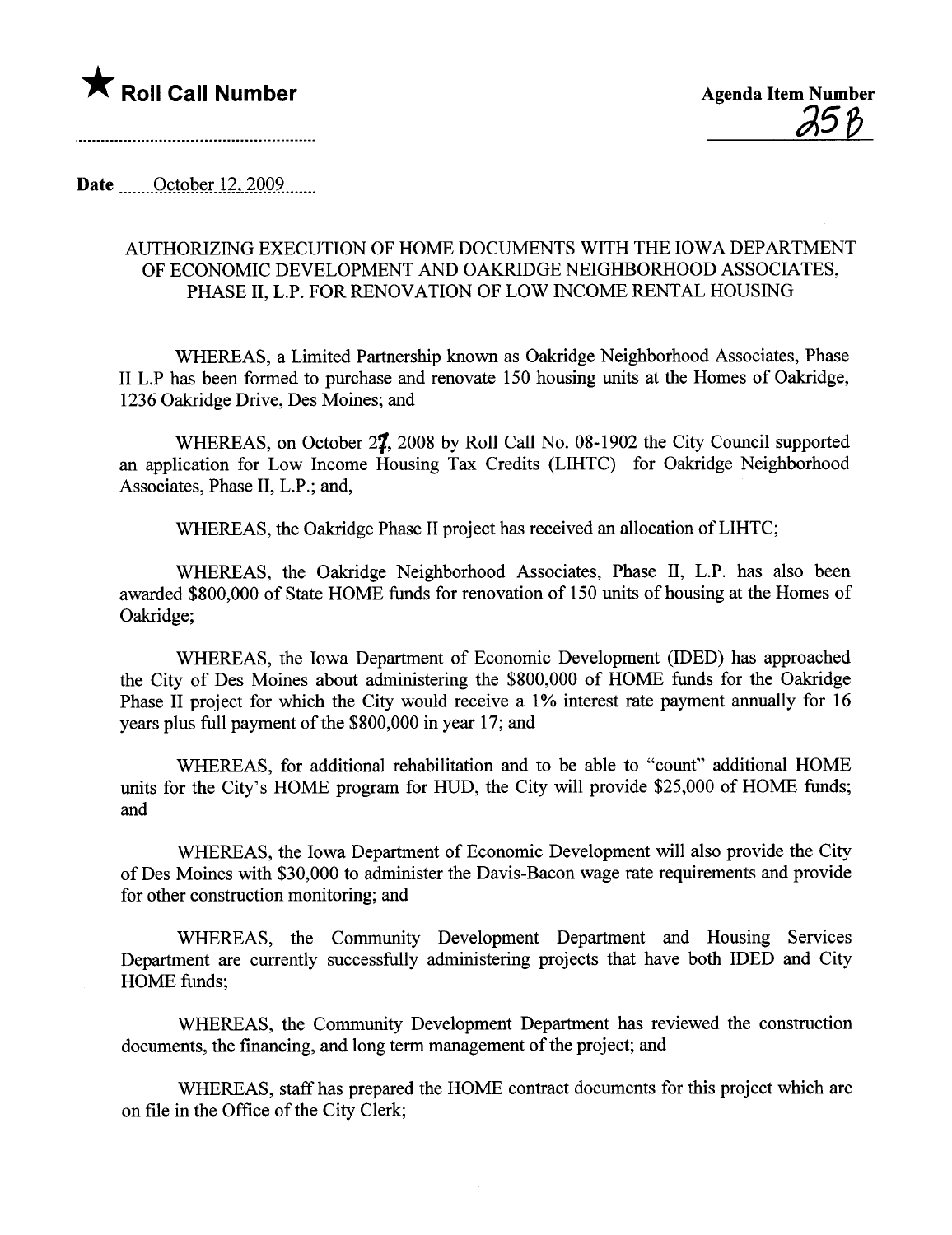★ **Roll Call Number**

Agenda Item Number

25B

Date October 12, 2009

AUTHORIZING EXECUTION OF HOME DOCUMENTS WITH THE IOWA DEPARTMENT OF ECONOMIC DEVELOPMENT AND OAKRIDGE NEIGHBORHOOD ASSOCIATES, PHASE II, L.P. FOR RENOVATION OF LOW INCOME RENTAL HOUSING

WHEREAS, a Limited Partnership known as Oakridge Neighborhood Associates, Phase II L.P has been formed to purchase and renovate 150 housing units at the Homes of Oakridge, 1236 Oakridge Drive, Des Moines; and

WHEREAS, on October 27, 2008 by Roll Call No. 08-1902 the City Council supported an application for Low Income Housing Tax Credits (LIHTC) for Oakridge Neighborhood Associates, Phase II, L.P.; and,

WHEREAS, the Oakridge Phase II project has received an allocation of LIHTC;

WHEREAS, the Oakridge Neighborhood Associates, Phase II, L.P. has also been awarded $800,000 of State HOME funds for renovation of 150 units of housing at the Homes of Oakridge;

WHEREAS, the Iowa Department of Economic Development (IDED) has approached the City of Des Moines about administering the $800,000 of HOME funds for the Oakridge Phase II project for which the City would receive a 1% interest rate payment annually for 16 years plus full payment of the $800,000 in year 17; and

WHEREAS, for additional rehabilitation and to be able to "count" additional HOME units for the City's HOME program for HUD, the City will provide $25,000 of HOME funds; and

WHEREAS, the Iowa Department of Economic Development will also provide the City of Des Moines with $30,000 to administer the Davis-Bacon wage rate requirements and provide for other construction monitoring; and

WHEREAS, the Community Development Department and Housing Services Department are currently successfully administering projects that have both IDED and City HOME funds;

WHEREAS, the Community Development Department has reviewed the construction documents, the financing, and long term management of the project; and

WHEREAS, staff has prepared the HOME contract documents for this project which are on file in the Office of the City Clerk;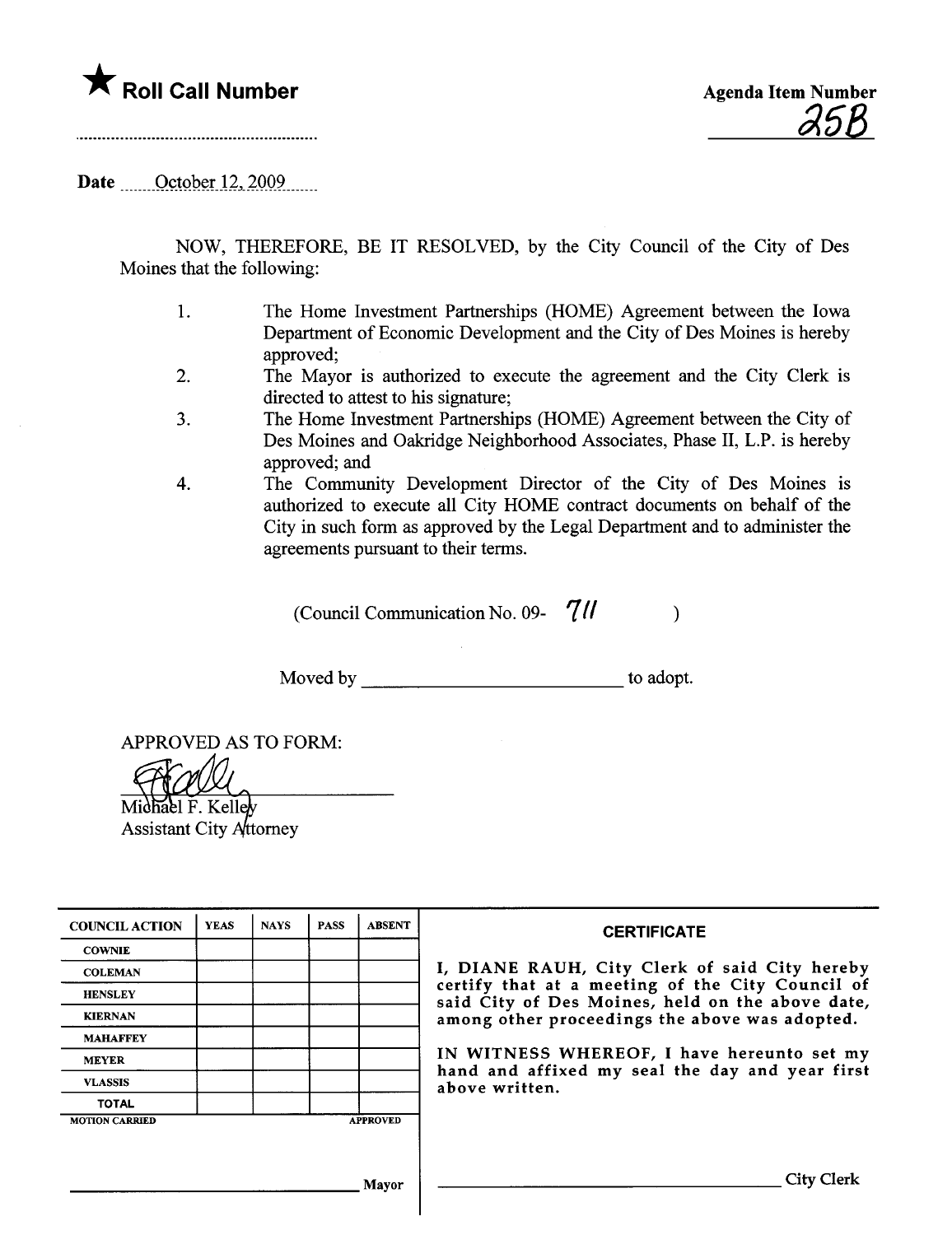★ **Roll Call Number**

..........................................................

**Agenda Item Number**

25B

**Date** October 12, 2009

NOW, THEREFORE, BE IT RESOLVED, by the City Council of the City of Des Moines that the following:

1. The Home Investment Partnerships (HOME) Agreement between the Iowa Department of Economic Development and the City of Des Moines is hereby approved;
2. The Mayor is authorized to execute the agreement and the City Clerk is directed to attest to his signature;
3. The Home Investment Partnerships (HOME) Agreement between the City of Des Moines and Oakridge Neighborhood Associates, Phase II, L.P. is hereby approved; and
4. The Community Development Director of the City of Des Moines is authorized to execute all City HOME contract documents on behalf of the City in such form as approved by the Legal Department and to administer the agreements pursuant to their terms.

(Council Communication No. 09- 711 )

Moved by ____________________________ to adopt.

APPROVED AS TO FORM:

Michael F. Kelley
Assistant City Attorney

| COUNCIL ACTION | YEAS | NAYS | PASS | ABSENT |
|---|---|---|---|---|
| COWNIE | | | | |
| COLEMAN | | | | |
| HENSLEY | | | | |
| KIERNAN | | | | |
| MAHAFFEY | | | | |
| MEYER | | | | |
| VLASSIS | | | | |
| TOTAL | | | | |
| MOTION CARRIED | | | | APPROVED |

______________________________ Mayor

**CERTIFICATE**

I, DIANE RAUH, City Clerk of said City hereby certify that at a meeting of the City Council of said City of Des Moines, held on the above date, among other proceedings the above was adopted.

IN WITNESS WHEREOF, I have hereunto set my hand and affixed my seal the day and year first above written.

______________________________ City Clerk